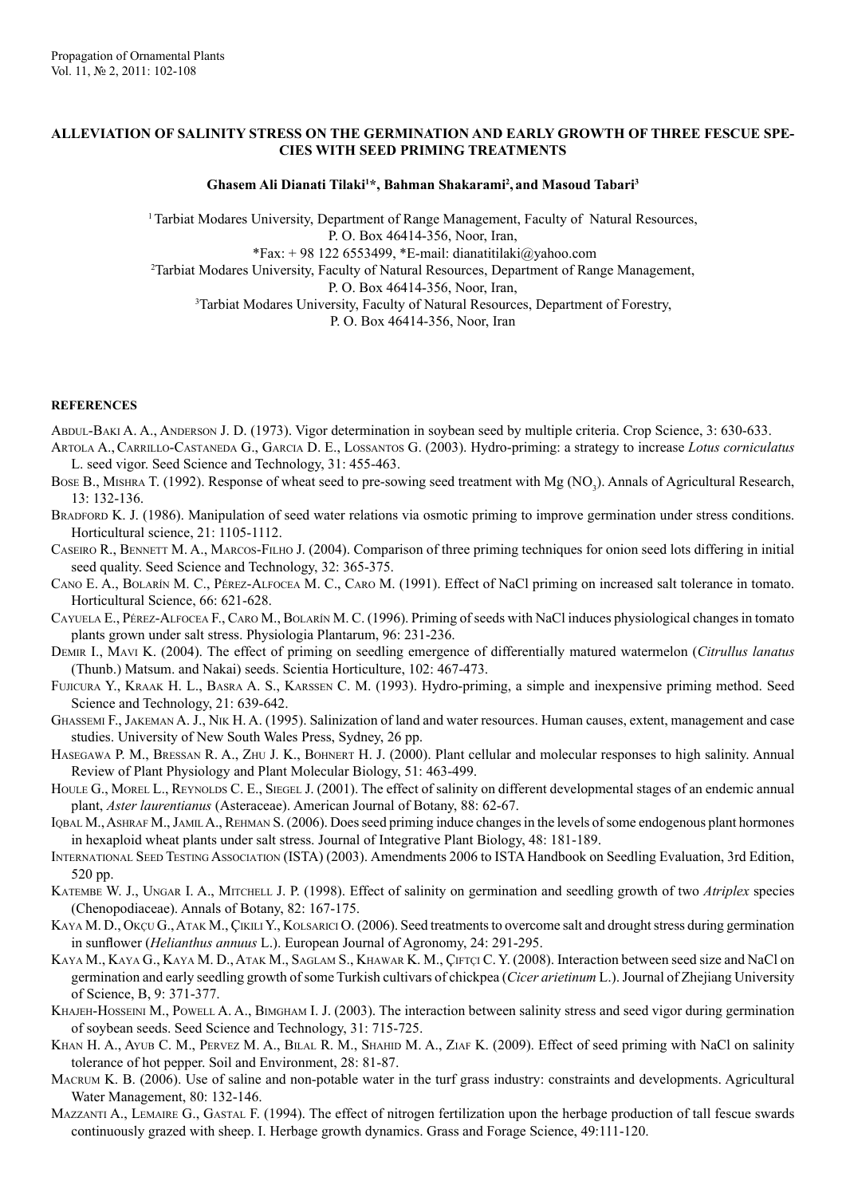# ALLEVIATION OF SALINITY STRESS ON THE GERMINATION AND EARLY GROWTH OF THREE FESCUE SPECIES WITH SEED PRIMING TREATMENTS

**Ghasem Ali Dianati Tilaki[1]*, Bahman Shakarami[2], and Masoud Tabari[3]**

[1] Tarbiat Modares University, Department of Range Management, Faculty of Natural Resources, P. O. Box 46414-356, Noor, Iran,
*Fax: + 98 122 6553499, *E-mail: dianatitilaki@yahoo.com

[2] Tarbiat Modares University, Faculty of Natural Resources, Department of Range Management, P. O. Box 46414-356, Noor, Iran,

[3] Tarbiat Modares University, Faculty of Natural Resources, Department of Forestry, P. O. Box 46414-356, Noor, Iran

## REFERENCES

Abdul-Baki A. A., Anderson J. D. (1973). Vigor determination in soybean seed by multiple criteria. Crop Science, 3: 630-633.

Artola A., Carrillo-Castaneda G., Garcia D. E., Lossantos G. (2003). Hydro-priming: a strategy to increase *Lotus corniculatus* L. seed vigor. Seed Science and Technology, 31: 455-463.

Bose B., Mishra T. (1992). Response of wheat seed to pre-sowing seed treatment with Mg $(NO_3)$. Annals of Agricultural Research, 13: 132-136.

Bradford K. J. (1986). Manipulation of seed water relations via osmotic priming to improve germination under stress conditions. Horticultural science, 21: 1105-1112.

Caseiro R., Bennett M. A., Marcos-Filho J. (2004). Comparison of three priming techniques for onion seed lots differing in initial seed quality. Seed Science and Technology, 32: 365-375.

Cano E. A., Bolarín M. C., Pérez-Alfocea M. C., Caro M. (1991). Effect of NaCl priming on increased salt tolerance in tomato. Horticultural Science, 66: 621-628.

Cayuela E., Pérez-Alfocea F., Caro M., Bolarín M. C. (1996). Priming of seeds with NaCl induces physiological changes in tomato plants grown under salt stress. Physiologia Plantarum, 96: 231-236.

Demir I., Mavi K. (2004). The effect of priming on seedling emergence of differentially matured watermelon (*Citrullus lanatus* (Thunb.) Matsum. and Nakai) seeds. Scientia Horticulture, 102: 467-473.

Fujicura Y., Kraak H. L., Basra A. S., Karssen C. M. (1993). Hydro-priming, a simple and inexpensive priming method. Seed Science and Technology, 21: 639-642.

Ghassemi F., Jakeman A. J., Nik H. A. (1995). Salinization of land and water resources. Human causes, extent, management and case studies. University of New South Wales Press, Sydney, 26 pp.

Hasegawa P. M., Bressan R. A., Zhu J. K., Bohnert H. J. (2000). Plant cellular and molecular responses to high salinity. Annual Review of Plant Physiology and Plant Molecular Biology, 51: 463-499.

Houle G., Morel L., Reynolds C. E., Siegel J. (2001). The effect of salinity on different developmental stages of an endemic annual plant, *Aster laurentianus* (Asteraceae). American Journal of Botany, 88: 62-67.

Iqbal M., Ashraf M., Jamil A., Rehman S. (2006). Does seed priming induce changes in the levels of some endogenous plant hormones in hexaploid wheat plants under salt stress. Journal of Integrative Plant Biology, 48: 181-189.

International Seed Testing Association (ISTA) (2003). Amendments 2006 to ISTA Handbook on Seedling Evaluation, 3rd Edition, 520 pp.

Katembe W. J., Ungar I. A., Mitchell J. P. (1998). Effect of salinity on germination and seedling growth of two *Atriplex* species (Chenopodiaceae). Annals of Botany, 82: 167-175.

Kaya M. D., Okçu G., Atak M., Çikili Y., Kolsarici O. (2006). Seed treatments to overcome salt and drought stress during germination in sunflower (*Helianthus annuus* L.). European Journal of Agronomy, 24: 291-295.

Kaya M., Kaya G., Kaya M. D., Atak M., Saglam S., Khawar K. M., Çiftçi C. Y. (2008). Interaction between seed size and NaCl on germination and early seedling growth of some Turkish cultivars of chickpea (*Cicer arietinum* L.). Journal of Zhejiang University of Science, B, 9: 371-377.

Khajeh-Hosseini M., Powell A. A., Bimgham I. J. (2003). The interaction between salinity stress and seed vigor during germination of soybean seeds. Seed Science and Technology, 31: 715-725.

Khan H. A., Ayub C. M., Pervez M. A., Bilal R. M., Shahid M. A., Ziaf K. (2009). Effect of seed priming with NaCl on salinity tolerance of hot pepper. Soil and Environment, 28: 81-87.

Macrum K. B. (2006). Use of saline and non-potable water in the turf grass industry: constraints and developments. Agricultural Water Management, 80: 132-146.

Mazzanti A., Lemaire G., Gastal F. (1994). The effect of nitrogen fertilization upon the herbage production of tall fescue swards continuously grazed with sheep. I. Herbage growth dynamics. Grass and Forage Science, 49:111-120.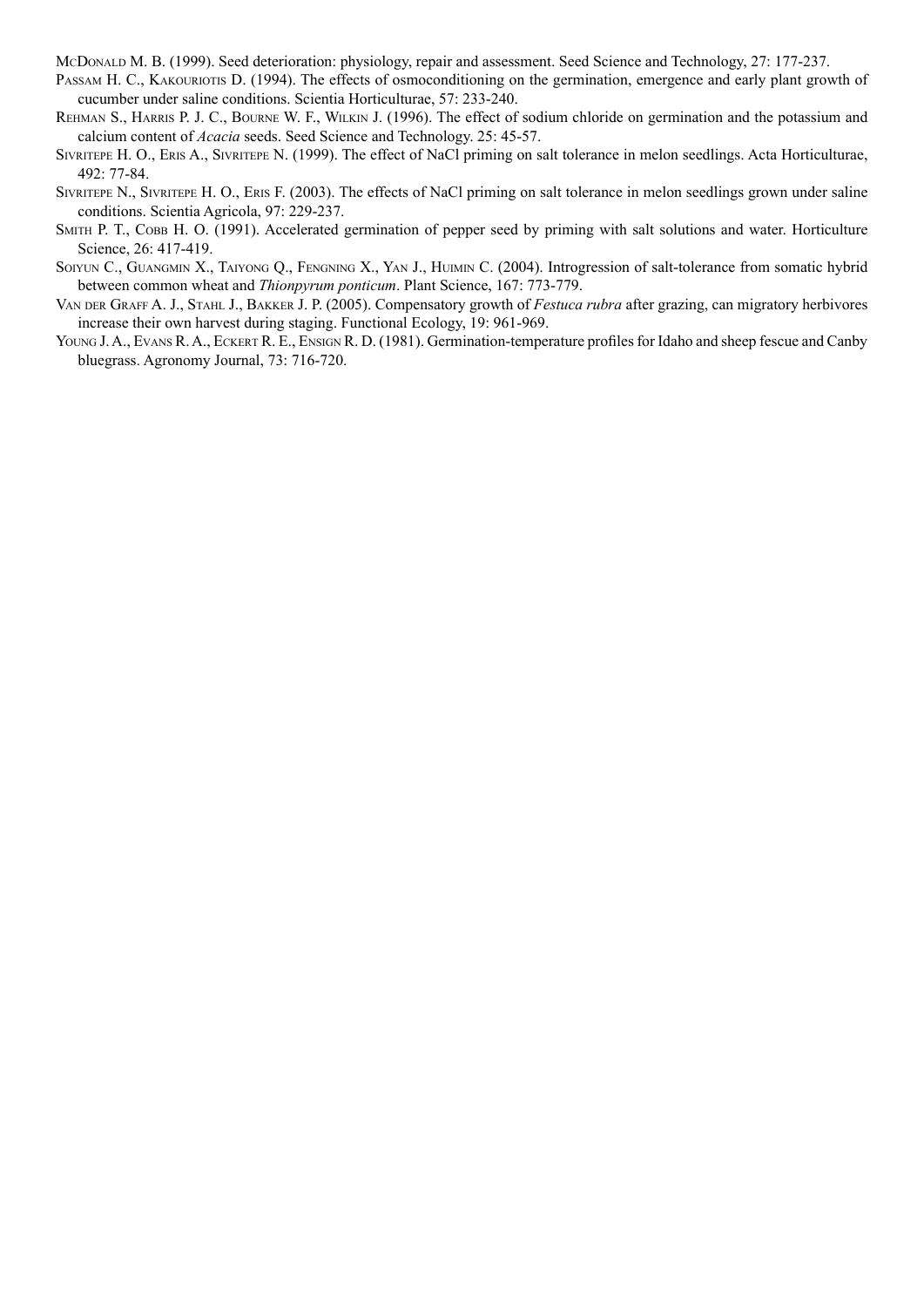McDonald M. B. (1999). Seed deterioration: physiology, repair and assessment. Seed Science and Technology, 27: 177-237.

Passam H. C., Kakouriotis D. (1994). The effects of osmoconditioning on the germination, emergence and early plant growth of cucumber under saline conditions. Scientia Horticulturae, 57: 233-240.

Rehman S., Harris P. J. C., Bourne W. F., Wilkin J. (1996). The effect of sodium chloride on germination and the potassium and calcium content of *Acacia* seeds. Seed Science and Technology. 25: 45-57.

Sivritepe H. O., Eris A., Sivritepe N. (1999). The effect of NaCl priming on salt tolerance in melon seedlings. Acta Horticulturae, 492: 77-84.

Sivritepe N., Sivritepe H. O., Eris F. (2003). The effects of NaCl priming on salt tolerance in melon seedlings grown under saline conditions. Scientia Agricola, 97: 229-237.

Smith P. T., Cobb H. O. (1991). Accelerated germination of pepper seed by priming with salt solutions and water. Horticulture Science, 26: 417-419.

Soiyun C., Guangmin X., Taiyong Q., Fengning X., Yan J., Huimin C. (2004). Introgression of salt-tolerance from somatic hybrid between common wheat and *Thionpyrum ponticum*. Plant Science, 167: 773-779.

Van der Graff A. J., Stahl J., Bakker J. P. (2005). Compensatory growth of *Festuca rubra* after grazing, can migratory herbivores increase their own harvest during staging. Functional Ecology, 19: 961-969.

Young J. A., Evans R. A., Eckert R. E., Ensign R. D. (1981). Germination-temperature profiles for Idaho and sheep fescue and Canby bluegrass. Agronomy Journal, 73: 716-720.